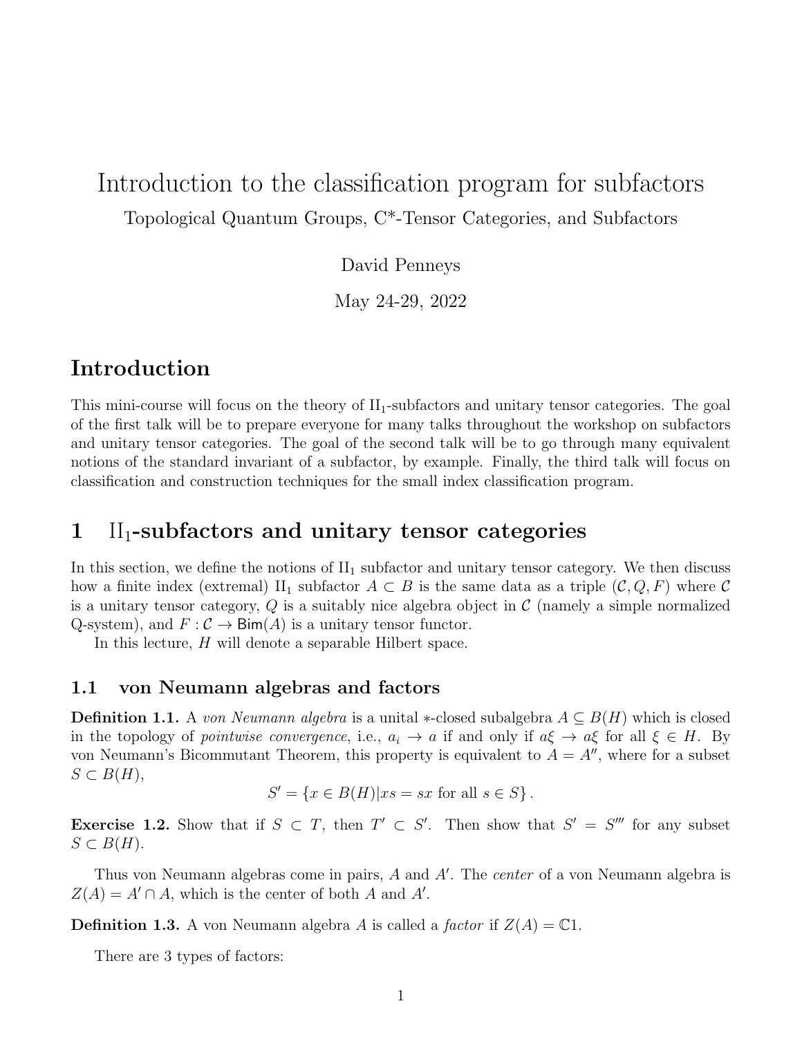# Introduction to the classification program for subfactors

Topological Quantum Groups, C*-Tensor Categories, and Subfactors

David Penneys

May 24-29, 2022

## Introduction

This mini-course will focus on the theory of $\mathrm{II}_1$-subfactors and unitary tensor categories. The goal of the first talk will be to prepare everyone for many talks throughout the workshop on subfactors and unitary tensor categories. The goal of the second talk will be to go through many equivalent notions of the standard invariant of a subfactor, by example. Finally, the third talk will focus on classification and construction techniques for the small index classification program.

## 1 $\mathrm{II}_1$-subfactors and unitary tensor categories

In this section, we define the notions of $\mathrm{II}_1$ subfactor and unitary tensor category. We then discuss how a finite index (extremal) $\mathrm{II}_1$ subfactor $A \subset B$ is the same data as a triple $(\mathcal{C}, Q, F)$ where $\mathcal{C}$ is a unitary tensor category, $Q$ is a suitably nice algebra object in $\mathcal{C}$ (namely a simple normalized Q-system), and $F : \mathcal{C} \to \mathsf{Bim}(A)$ is a unitary tensor functor.

In this lecture, $H$ will denote a separable Hilbert space.

### 1.1 von Neumann algebras and factors

**Definition 1.1.** A *von Neumann algebra* is a unital $*$-closed subalgebra $A \subseteq B(H)$ which is closed in the topology of *pointwise convergence*, i.e., $a_i \to a$ if and only if $a\xi \to a\xi$ for all $\xi \in H$. By von Neumann's Bicommutant Theorem, this property is equivalent to $A = A''$, where for a subset $S \subset B(H)$,

$$S' = \{x \in B(H) | xs = sx \text{ for all } s \in S\}.$$

**Exercise 1.2.** Show that if $S \subset T$, then $T' \subset S'$. Then show that $S' = S'''$ for any subset $S \subset B(H)$.

Thus von Neumann algebras come in pairs, $A$ and $A'$. The *center* of a von Neumann algebra is $Z(A) = A' \cap A$, which is the center of both $A$ and $A'$.

**Definition 1.3.** A von Neumann algebra $A$ is called a *factor* if $Z(A) = \mathbb{C}1$.

There are 3 types of factors: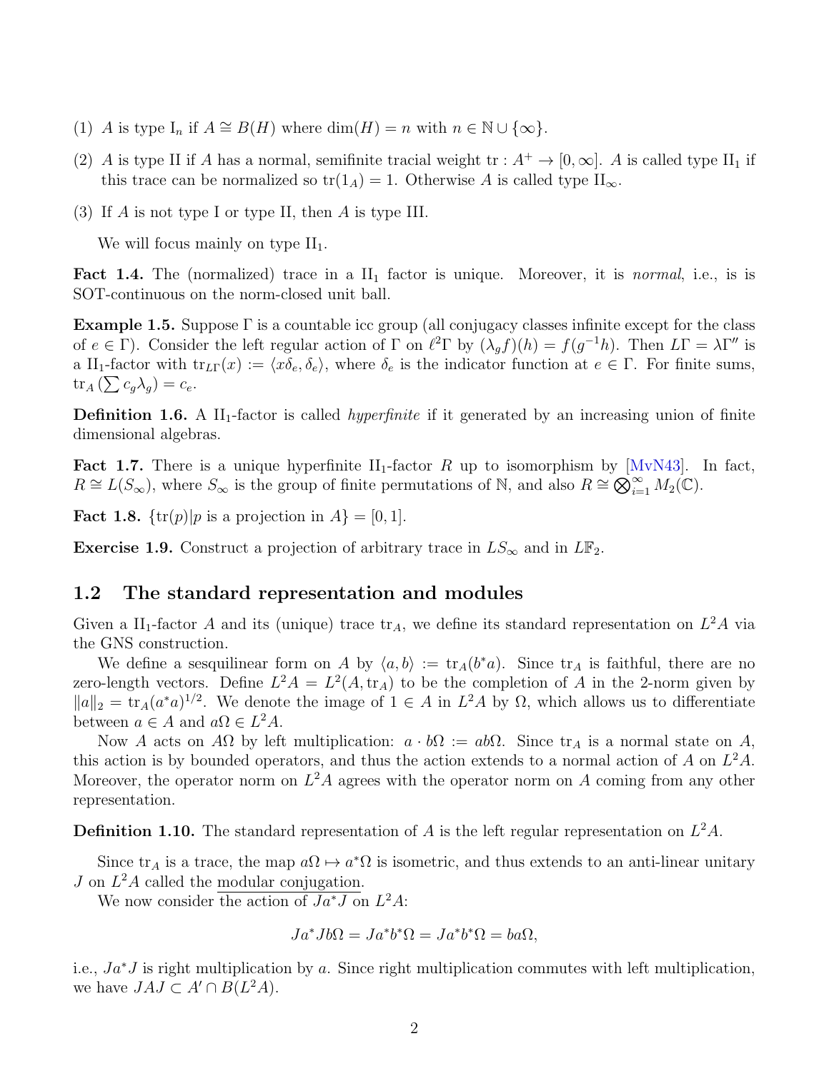(1) $A$ is type $\mathrm{I}_n$ if $A \cong B(H)$ where $\dim(H) = n$ with $n \in \mathbb{N} \cup \{\infty\}$.

(2) $A$ is type II if $A$ has a normal, semifinite tracial weight $\mathrm{tr} : A^+ \to [0, \infty]$. $A$ is called type $\mathrm{II}_1$ if this trace can be normalized so $\mathrm{tr}(1_A) = 1$. Otherwise $A$ is called type $\mathrm{II}_\infty$.

(3) If $A$ is not type I or type II, then $A$ is type III.

We will focus mainly on type $\mathrm{II}_1$.

**Fact 1.4.** The (normalized) trace in a $\mathrm{II}_1$ factor is unique. Moreover, it is *normal*, i.e., is is SOT-continuous on the norm-closed unit ball.

**Example 1.5.** Suppose $\Gamma$ is a countable icc group (all conjugacy classes infinite except for the class of $e \in \Gamma$). Consider the left regular action of $\Gamma$ on $\ell^2\Gamma$ by $(\lambda_g f)(h) = f(g^{-1}h)$. Then $L\Gamma = \lambda\Gamma''$ is a $\mathrm{II}_1$-factor with $\mathrm{tr}_{L\Gamma}(x) := \langle x\delta_e, \delta_e\rangle$, where $\delta_e$ is the indicator function at $e \in \Gamma$. For finite sums, $\mathrm{tr}_A\left(\sum c_g \lambda_g\right) = c_e$.

**Definition 1.6.** A $\mathrm{II}_1$-factor is called *hyperfinite* if it generated by an increasing union of finite dimensional algebras.

**Fact 1.7.** There is a unique hyperfinite $\mathrm{II}_1$-factor $R$ up to isomorphism by [MvN43]. In fact, $R \cong L(S_\infty)$, where $S_\infty$ is the group of finite permutations of $\mathbb{N}$, and also $R \cong \bigotimes_{i=1}^\infty M_2(\mathbb{C})$.

**Fact 1.8.** $\{\mathrm{tr}(p) | p \text{ is a projection in } A\} = [0, 1]$.

**Exercise 1.9.** Construct a projection of arbitrary trace in $LS_\infty$ and in $L\mathbb{F}_2$.

## 1.2 The standard representation and modules

Given a $\mathrm{II}_1$-factor $A$ and its (unique) trace $\mathrm{tr}_A$, we define its standard representation on $L^2A$ via the GNS construction.

We define a sesquilinear form on $A$ by $\langle a, b\rangle := \mathrm{tr}_A(b^*a)$. Since $\mathrm{tr}_A$ is faithful, there are no zero-length vectors. Define $L^2A = L^2(A, \mathrm{tr}_A)$ to be the completion of $A$ in the 2-norm given by $\|a\|_2 = \mathrm{tr}_A(a^*a)^{1/2}$. We denote the image of $1 \in A$ in $L^2A$ by $\Omega$, which allows us to differentiate between $a \in A$ and $a\Omega \in L^2A$.

Now $A$ acts on $A\Omega$ by left multiplication: $a \cdot b\Omega := ab\Omega$. Since $\mathrm{tr}_A$ is a normal state on $A$, this action is by bounded operators, and thus the action extends to a normal action of $A$ on $L^2A$. Moreover, the operator norm on $L^2A$ agrees with the operator norm on $A$ coming from any other representation.

**Definition 1.10.** The standard representation of $A$ is the left regular representation on $L^2A$.

Since $\mathrm{tr}_A$ is a trace, the map $a\Omega \mapsto a^*\Omega$ is isometric, and thus extends to an anti-linear unitary $J$ on $L^2A$ called the modular conjugation.

We now consider the action of $Ja^*J$ on $L^2A$:

$$Ja^*Jb\Omega = Ja^*b^*\Omega = Ja^*b^*\Omega = ba\Omega,$$

i.e., $Ja^*J$ is right multiplication by $a$. Since right multiplication commutes with left multiplication, we have $JAJ \subset A' \cap B(L^2A)$.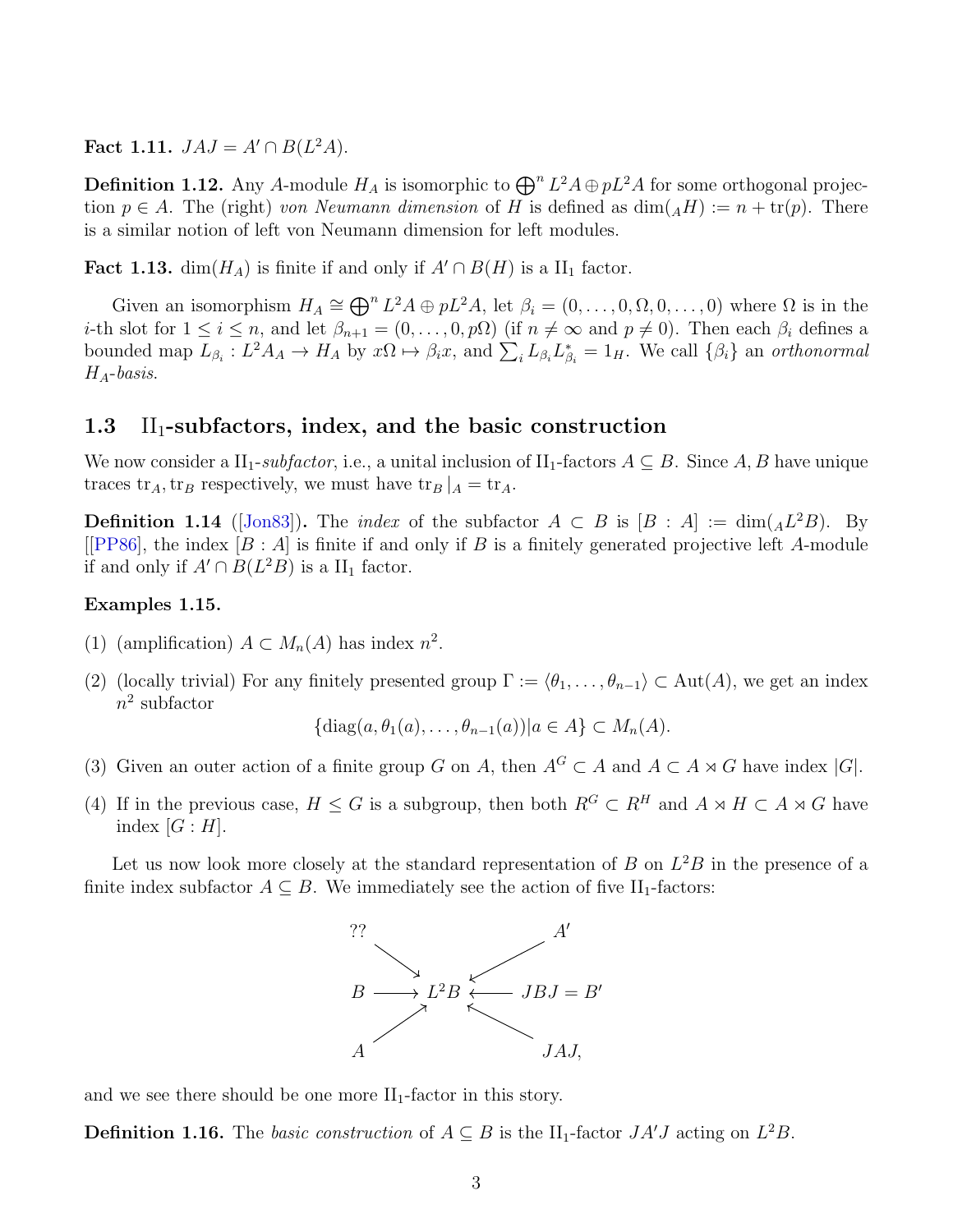**Fact 1.11.** $JAJ = A' \cap B(L^2A)$.

**Definition 1.12.** Any $A$-module $H_A$ is isomorphic to $\bigoplus^n L^2A \oplus pL^2A$ for some orthogonal projection $p \in A$. The (right) *von Neumann dimension* of $H$ is defined as $\dim({}_AH) := n + \operatorname{tr}(p)$. There is a similar notion of left von Neumann dimension for left modules.

**Fact 1.13.** $\dim(H_A)$ is finite if and only if $A' \cap B(H)$ is a $\mathrm{II}_1$ factor.

Given an isomorphism $H_A \cong \bigoplus^n L^2A \oplus pL^2A$, let $\beta_i = (0, \ldots, 0, \Omega, 0, \ldots, 0)$ where $\Omega$ is in the $i$-th slot for $1 \leq i \leq n$, and let $\beta_{n+1} = (0, \ldots, 0, p\Omega)$ (if $n \neq \infty$ and $p \neq 0$). Then each $\beta_i$ defines a bounded map $L_{\beta_i} : L^2A_A \to H_A$ by $x\Omega \mapsto \beta_i x$, and $\sum_i L_{\beta_i} L_{\beta_i}^* = 1_H$. We call $\{\beta_i\}$ an *orthonormal $H_A$-basis.*

## 1.3 $\mathrm{II}_1$-subfactors, index, and the basic construction

We now consider a $\mathrm{II}_1$-*subfactor*, i.e., a unital inclusion of $\mathrm{II}_1$-factors $A \subseteq B$. Since $A, B$ have unique traces $\operatorname{tr}_A, \operatorname{tr}_B$ respectively, we must have $\operatorname{tr}_B|_A = \operatorname{tr}_A$.

**Definition 1.14** ([Jon83])**.** The *index* of the subfactor $A \subset B$ is $[B : A] := \dim({}_AL^2B)$. By [[PP86], the index $[B : A]$ is finite if and only if $B$ is a finitely generated projective left $A$-module if and only if $A' \cap B(L^2B)$ is a $\mathrm{II}_1$ factor.

**Examples 1.15.**

(1) (amplification) $A \subset M_n(A)$ has index $n^2$.

(2) (locally trivial) For any finitely presented group $\Gamma := \langle \theta_1, \ldots, \theta_{n-1} \rangle \subset \operatorname{Aut}(A)$, we get an index $n^2$ subfactor
$$\{\operatorname{diag}(a, \theta_1(a), \ldots, \theta_{n-1}(a)) | a \in A\} \subset M_n(A).$$

(3) Given an outer action of a finite group $G$ on $A$, then $A^G \subset A$ and $A \subset A \rtimes G$ have index $|G|$.

(4) If in the previous case, $H \leq G$ is a subgroup, then both $R^G \subset R^H$ and $A \rtimes H \subset A \rtimes G$ have index $[G : H]$.

Let us now look more closely at the standard representation of $B$ on $L^2B$ in the presence of a finite index subfactor $A \subseteq B$. We immediately see the action of five $\mathrm{II}_1$-factors:

$$
\begin{array}{ccccc}
?? & \searrow & & \swarrow & A' \\
B & \longrightarrow & L^2B & \longleftarrow & JBJ = B' \\
A & \nearrow & & \nwarrow & JAJ,
\end{array}
$$

and we see there should be one more $\mathrm{II}_1$-factor in this story.

**Definition 1.16.** The *basic construction* of $A \subseteq B$ is the $\mathrm{II}_1$-factor $JA'J$ acting on $L^2B$.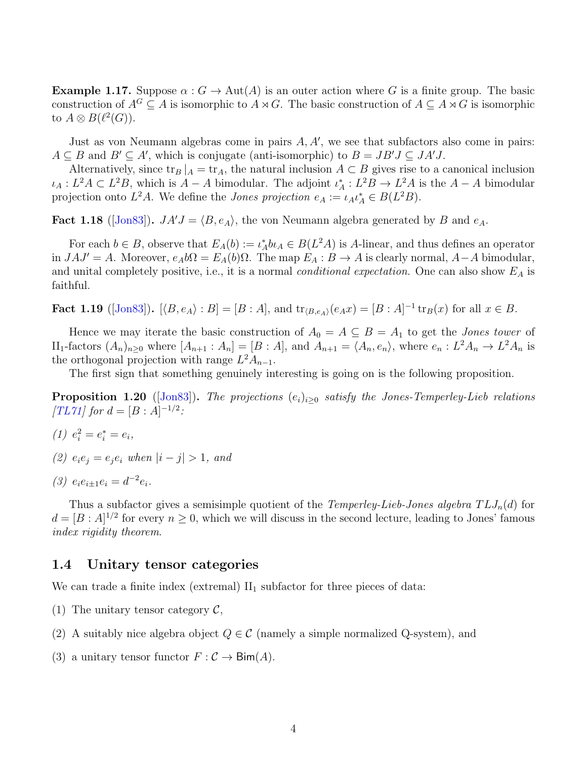**Example 1.17.** Suppose $\alpha : G \to \mathrm{Aut}(A)$ is an outer action where $G$ is a finite group. The basic construction of $A^G \subseteq A$ is isomorphic to $A \rtimes G$. The basic construction of $A \subseteq A \rtimes G$ is isomorphic to $A \otimes B(\ell^2(G))$.

Just as von Neumann algebras come in pairs $A, A'$, we see that subfactors also come in pairs: $A \subseteq B$ and $B' \subseteq A'$, which is conjugate (anti-isomorphic) to $B = JB'J \subseteq JA'J$.

Alternatively, since $\mathrm{tr}_B|_A = \mathrm{tr}_A$, the natural inclusion $A \subset B$ gives rise to a canonical inclusion $\iota_A : L^2A \subset L^2B$, which is $A-A$ bimodular. The adjoint $\iota_A^* : L^2B \to L^2A$ is the $A-A$ bimodular projection onto $L^2A$. We define the *Jones projection* $e_A := \iota_A\iota_A^* \in B(L^2B)$.

**Fact 1.18** ([Jon83]). $JA'J = \langle B, e_A\rangle$, the von Neumann algebra generated by $B$ and $e_A$.

For each $b \in B$, observe that $E_A(b) := \iota_A^* b \iota_A \in B(L^2A)$ is $A$-linear, and thus defines an operator in $JAJ' = A$. Moreover, $e_A b\Omega = E_A(b)\Omega$. The map $E_A : B \to A$ is clearly normal, $A-A$ bimodular, and unital completely positive, i.e., it is a normal *conditional expectation*. One can also show $E_A$ is faithful.

**Fact 1.19** ([Jon83]). $[\langle B, e_A\rangle : B] = [B : A]$, and $\mathrm{tr}_{\langle B, e_A\rangle}(e_A x) = [B : A]^{-1}\mathrm{tr}_B(x)$ for all $x \in B$.

Hence we may iterate the basic construction of $A_0 = A \subseteq B = A_1$ to get the *Jones tower* of II$_1$-factors $(A_n)_{n\geq 0}$ where $[A_{n+1} : A_n] = [B : A]$, and $A_{n+1} = \langle A_n, e_n\rangle$, where $e_n : L^2A_n \to L^2A_n$ is the orthogonal projection with range $L^2A_{n-1}$.

The first sign that something genuinely interesting is going on is the following proposition.

**Proposition 1.20** ([Jon83]). *The projections $(e_i)_{i\geq 0}$ satisfy the Jones-Temperley-Lieb relations [TL71] for $d = [B : A]^{-1/2}$:*

*(1) $e_i^2 = e_i^* = e_i$,*

*(2) $e_i e_j = e_j e_i$ when $|i - j| > 1$, and*

*(3) $e_i e_{i\pm 1} e_i = d^{-2} e_i$.*

Thus a subfactor gives a semisimple quotient of the *Temperley-Lieb-Jones algebra* $TLJ_n(d)$ for $d = [B : A]^{1/2}$ for every $n \geq 0$, which we will discuss in the second lecture, leading to Jones' famous *index rigidity theorem*.

## 1.4 Unitary tensor categories

We can trade a finite index (extremal) II$_1$ subfactor for three pieces of data:

(1) The unitary tensor category $\mathcal{C}$,

(2) A suitably nice algebra object $Q \in \mathcal{C}$ (namely a simple normalized Q-system), and

(3) a unitary tensor functor $F : \mathcal{C} \to \mathsf{Bim}(A)$.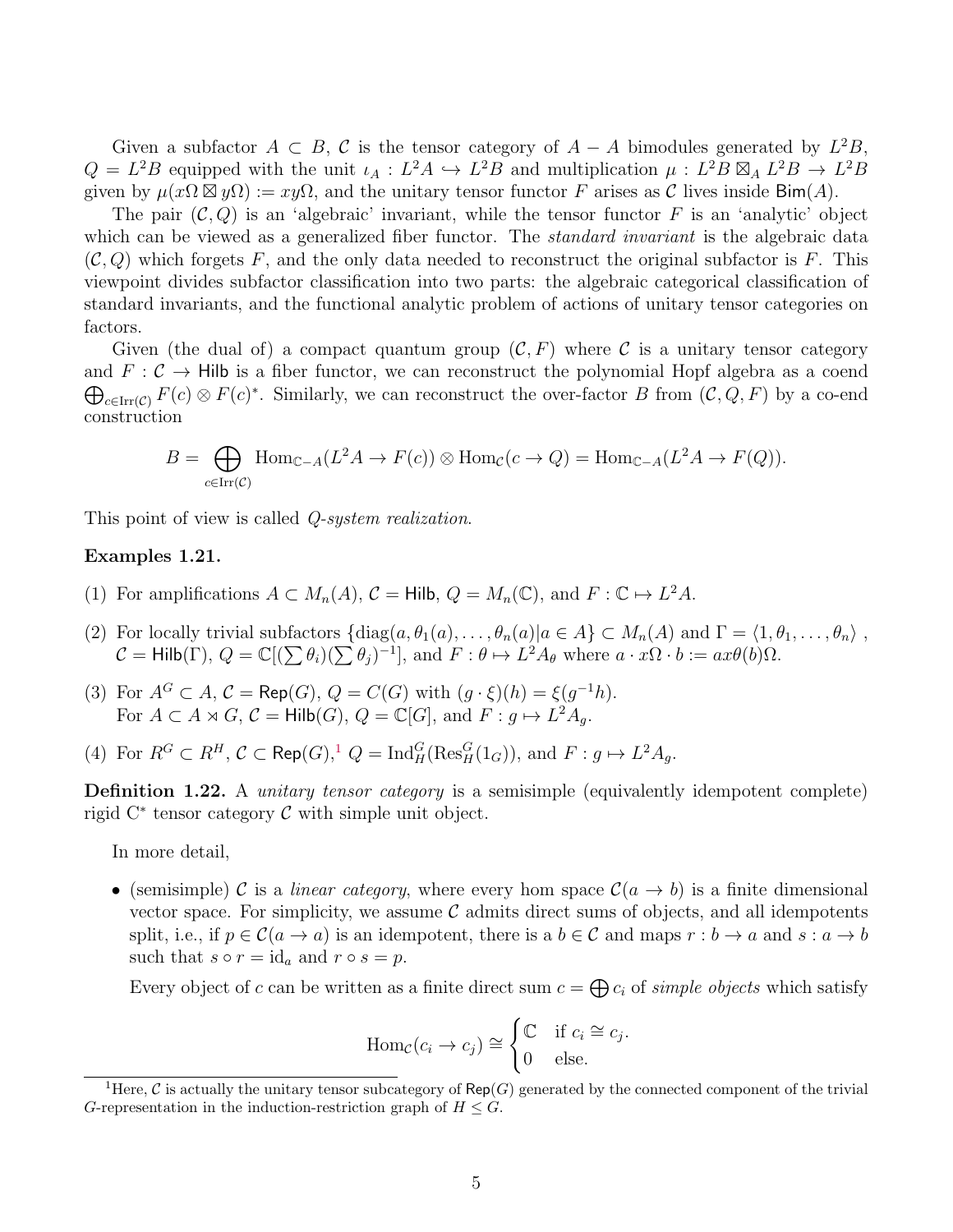Given a subfactor $A \subset B$, $\mathcal{C}$ is the tensor category of $A - A$ bimodules generated by $L^2B$, $Q = L^2B$ equipped with the unit $\iota_A : L^2A \hookrightarrow L^2B$ and multiplication $\mu : L^2B \boxtimes_A L^2B \to L^2B$ given by $\mu(x\Omega \boxtimes y\Omega) := xy\Omega$, and the unitary tensor functor $F$ arises as $\mathcal{C}$ lives inside $\mathsf{Bim}(A)$.

The pair $(\mathcal{C}, Q)$ is an 'algebraic' invariant, while the tensor functor $F$ is an 'analytic' object which can be viewed as a generalized fiber functor. The *standard invariant* is the algebraic data $(\mathcal{C}, Q)$ which forgets $F$, and the only data needed to reconstruct the original subfactor is $F$. This viewpoint divides subfactor classification into two parts: the algebraic categorical classification of standard invariants, and the functional analytic problem of actions of unitary tensor categories on factors.

Given (the dual of) a compact quantum group $(\mathcal{C}, F)$ where $\mathcal{C}$ is a unitary tensor category and $F : \mathcal{C} \to \mathsf{Hilb}$ is a fiber functor, we can reconstruct the polynomial Hopf algebra as a coend $\bigoplus_{c \in \operatorname{Irr}(\mathcal{C})} F(c) \otimes F(c)^*$. Similarly, we can reconstruct the over-factor $B$ from $(\mathcal{C}, Q, F)$ by a co-end construction

$$B = \bigoplus_{c \in \operatorname{Irr}(\mathcal{C})} \operatorname{Hom}_{\mathbb{C}-A}(L^2A \to F(c)) \otimes \operatorname{Hom}_{\mathcal{C}}(c \to Q) = \operatorname{Hom}_{\mathbb{C}-A}(L^2A \to F(Q)).$$

This point of view is called *Q-system realization.*

**Examples 1.21.**

(1) For amplifications $A \subset M_n(A)$, $\mathcal{C} = \mathsf{Hilb}$, $Q = M_n(\mathbb{C})$, and $F : \mathbb{C} \mapsto L^2A$.

(2) For locally trivial subfactors $\{\operatorname{diag}(a, \theta_1(a), \ldots, \theta_n(a) | a \in A\} \subset M_n(A)$ and $\Gamma = \langle 1, \theta_1, \ldots, \theta_n \rangle$, $\mathcal{C} = \mathsf{Hilb}(\Gamma)$, $Q = \mathbb{C}[(\sum \theta_i)(\sum \theta_j)^{-1}]$, and $F : \theta \mapsto L^2A_\theta$ where $a \cdot x\Omega \cdot b := ax\theta(b)\Omega$.

(3) For $A^G \subset A$, $\mathcal{C} = \mathsf{Rep}(G)$, $Q = C(G)$ with $(g \cdot \xi)(h) = \xi(g^{-1}h)$.
For $A \subset A \rtimes G$, $\mathcal{C} = \mathsf{Hilb}(G)$, $Q = \mathbb{C}[G]$, and $F : g \mapsto L^2A_g$.

(4) For $R^G \subset R^H$, $\mathcal{C} \subset \mathsf{Rep}(G)$,[1] $Q = \operatorname{Ind}_H^G(\operatorname{Res}_H^G(1_G))$, and $F : g \mapsto L^2A_g$.

**Definition 1.22.** A *unitary tensor category* is a semisimple (equivalently idempotent complete) rigid C* tensor category $\mathcal{C}$ with simple unit object.

In more detail,

- (semisimple) $\mathcal{C}$ is a *linear category*, where every hom space $\mathcal{C}(a \to b)$ is a finite dimensional vector space. For simplicity, we assume $\mathcal{C}$ admits direct sums of objects, and all idempotents split, i.e., if $p \in \mathcal{C}(a \to a)$ is an idempotent, there is a $b \in \mathcal{C}$ and maps $r : b \to a$ and $s : a \to b$ such that $s \circ r = \operatorname{id}_a$ and $r \circ s = p$.

  Every object of $c$ can be written as a finite direct sum $c = \bigoplus c_i$ of *simple objects* which satisfy

$$\operatorname{Hom}_{\mathcal{C}}(c_i \to c_j) \cong \begin{cases} \mathbb{C} & \text{if } c_i \cong c_j. \\ 0 & \text{else.} \end{cases}$$

[1] Here, $\mathcal{C}$ is actually the unitary tensor subcategory of $\mathsf{Rep}(G)$ generated by the connected component of the trivial $G$-representation in the induction-restriction graph of $H \leq G$.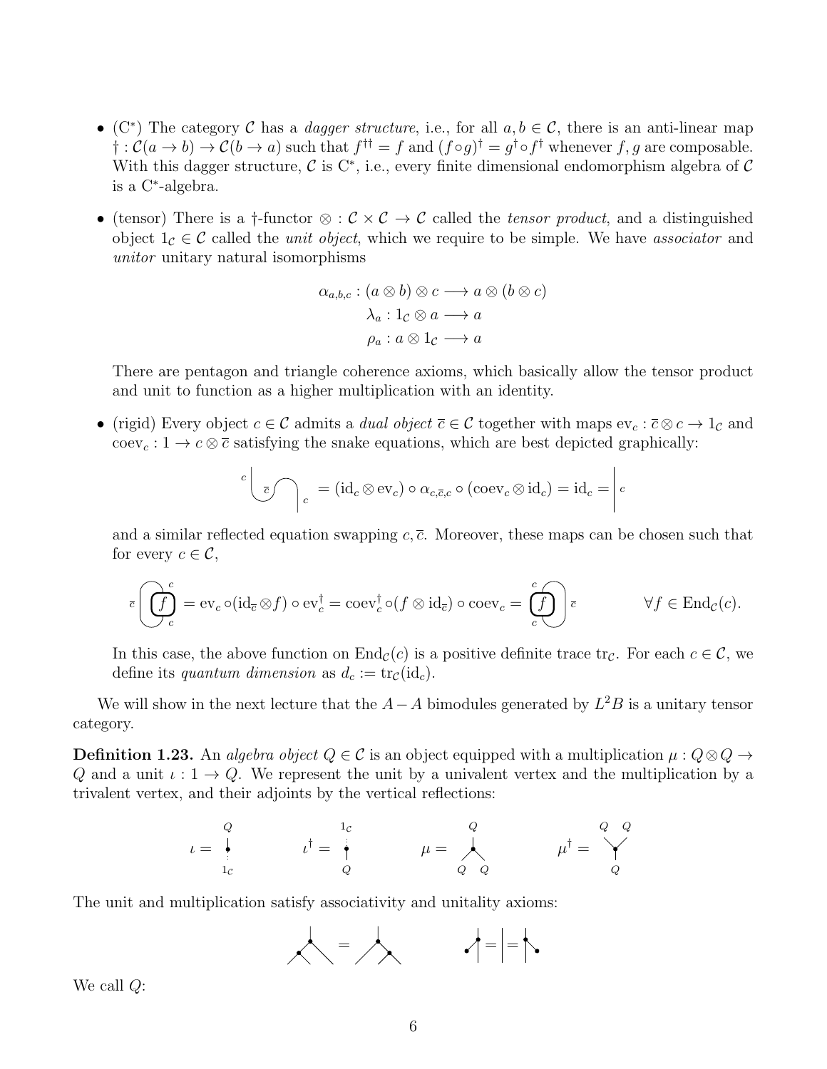- (C$^*$) The category $\mathcal{C}$ has a *dagger structure*, i.e., for all $a, b \in \mathcal{C}$, there is an anti-linear map $\dagger : \mathcal{C}(a \to b) \to \mathcal{C}(b \to a)$ such that $f^{\dagger\dagger} = f$ and $(f \circ g)^\dagger = g^\dagger \circ f^\dagger$ whenever $f, g$ are composable. With this dagger structure, $\mathcal{C}$ is C$^*$, i.e., every finite dimensional endomorphism algebra of $\mathcal{C}$ is a C$^*$-algebra.

- (tensor) There is a $\dagger$-functor $\otimes : \mathcal{C} \times \mathcal{C} \to \mathcal{C}$ called the *tensor product*, and a distinguished object $1_\mathcal{C} \in \mathcal{C}$ called the *unit object*, which we require to be simple. We have *associator* and *unitor* unitary natural isomorphisms

$$\alpha_{a,b,c} : (a \otimes b) \otimes c \longrightarrow a \otimes (b \otimes c)$$
$$\lambda_a : 1_\mathcal{C} \otimes a \longrightarrow a$$
$$\rho_a : a \otimes 1_\mathcal{C} \longrightarrow a$$

  There are pentagon and triangle coherence axioms, which basically allow the tensor product and unit to function as a higher multiplication with an identity.

- (rigid) Every object $c \in \mathcal{C}$ admits a *dual object* $\overline{c} \in \mathcal{C}$ together with maps $\mathrm{ev}_c : \overline{c} \otimes c \to 1_\mathcal{C}$ and $\mathrm{coev}_c : 1 \to c \otimes \overline{c}$ satisfying the snake equations, which are best depicted graphically:

$$(\text{snake diagram}) = (\mathrm{id}_c \otimes \mathrm{ev}_c) \circ \alpha_{c,\overline{c},c} \circ (\mathrm{coev}_c \otimes \mathrm{id}_c) = \mathrm{id}_c = \Big|\, c$$

  and a similar reflected equation swapping $c, \overline{c}$. Moreover, these maps can be chosen such that for every $c \in \mathcal{C}$,

$$(\text{diagram}) = \mathrm{ev}_c \circ (\mathrm{id}_{\overline{c}} \otimes f) \circ \mathrm{ev}_c^\dagger = \mathrm{coev}_c^\dagger \circ (f \otimes \mathrm{id}_{\overline{c}}) \circ \mathrm{coev}_c = (\text{diagram}) \qquad \forall f \in \mathrm{End}_\mathcal{C}(c).$$

  In this case, the above function on $\mathrm{End}_\mathcal{C}(c)$ is a positive definite trace $\mathrm{tr}_\mathcal{C}$. For each $c \in \mathcal{C}$, we define its *quantum dimension* as $d_c := \mathrm{tr}_\mathcal{C}(\mathrm{id}_c)$.

We will show in the next lecture that the $A - A$ bimodules generated by $L^2 B$ is a unitary tensor category.

**Definition 1.23.** An *algebra object* $Q \in \mathcal{C}$ is an object equipped with a multiplication $\mu : Q \otimes Q \to Q$ and a unit $\iota : 1 \to Q$. We represent the unit by a univalent vertex and the multiplication by a trivalent vertex, and their adjoints by the vertical reflections:

$$\iota = (\text{diagram}) \qquad \iota^\dagger = (\text{diagram}) \qquad \mu = (\text{diagram}) \qquad \mu^\dagger = (\text{diagram})$$

The unit and multiplication satisfy associativity and unitality axioms:

$$(\text{associativity diagram}) \qquad (\text{unitality diagram})$$

We call $Q$: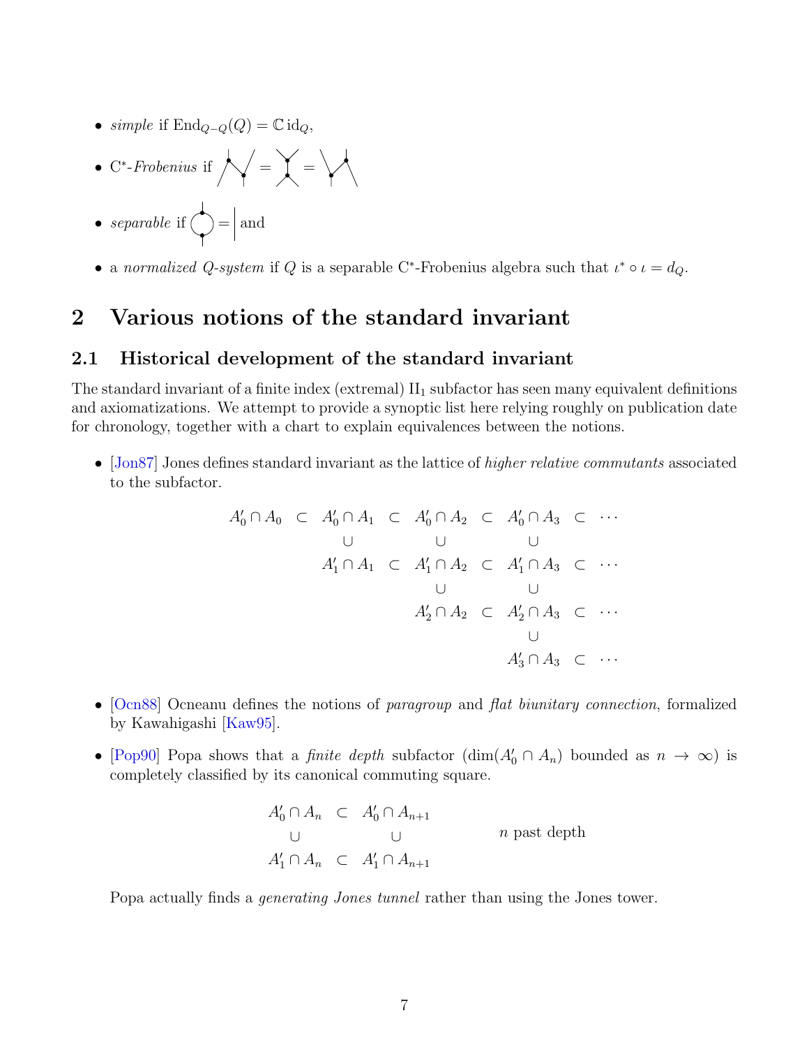- *simple* if $\mathrm{End}_{Q-Q}(Q) = \mathbb{C}\,\mathrm{id}_Q$,
- C*-*Frobenius* if [diagram] = [diagram] = [diagram]
- *separable* if [diagram] = | and
- a *normalized Q-system* if $Q$ is a separable C*-Frobenius algebra such that $\iota^* \circ \iota = d_Q$.

## 2 Various notions of the standard invariant

### 2.1 Historical development of the standard invariant

The standard invariant of a finite index (extremal) $\mathrm{II}_1$ subfactor has seen many equivalent definitions and axiomatizations. We attempt to provide a synoptic list here relying roughly on publication date for chronology, together with a chart to explain equivalences between the notions.

- [Jon87] Jones defines standard invariant as the lattice of *higher relative commutants* associated to the subfactor.

$$
\begin{array}{ccccccccc}
A_0' \cap A_0 & \subset & A_0' \cap A_1 & \subset & A_0' \cap A_2 & \subset & A_0' \cap A_3 & \subset & \cdots \\
 & & \cup & & \cup & & \cup & & \\
 & & A_1' \cap A_1 & \subset & A_1' \cap A_2 & \subset & A_1' \cap A_3 & \subset & \cdots \\
 & & & & \cup & & \cup & & \\
 & & & & A_2' \cap A_2 & \subset & A_2' \cap A_3 & \subset & \cdots \\
 & & & & & & \cup & & \\
 & & & & & & A_3' \cap A_3 & \subset & \cdots
\end{array}
$$

- [Ocn88] Ocneanu defines the notions of *paragroup* and *flat biunitary connection*, formalized by Kawahigashi [Kaw95].

- [Pop90] Popa shows that a *finite depth* subfactor ($\dim(A_0' \cap A_n)$ bounded as $n \to \infty$) is completely classified by its canonical commuting square.

$$
\begin{array}{ccc}
A_0' \cap A_n & \subset & A_0' \cap A_{n+1} \\
\cup & & \cup \\
A_1' \cap A_n & \subset & A_1' \cap A_{n+1}
\end{array}
\qquad n \text{ past depth}
$$

  Popa actually finds a *generating Jones tunnel* rather than using the Jones tower.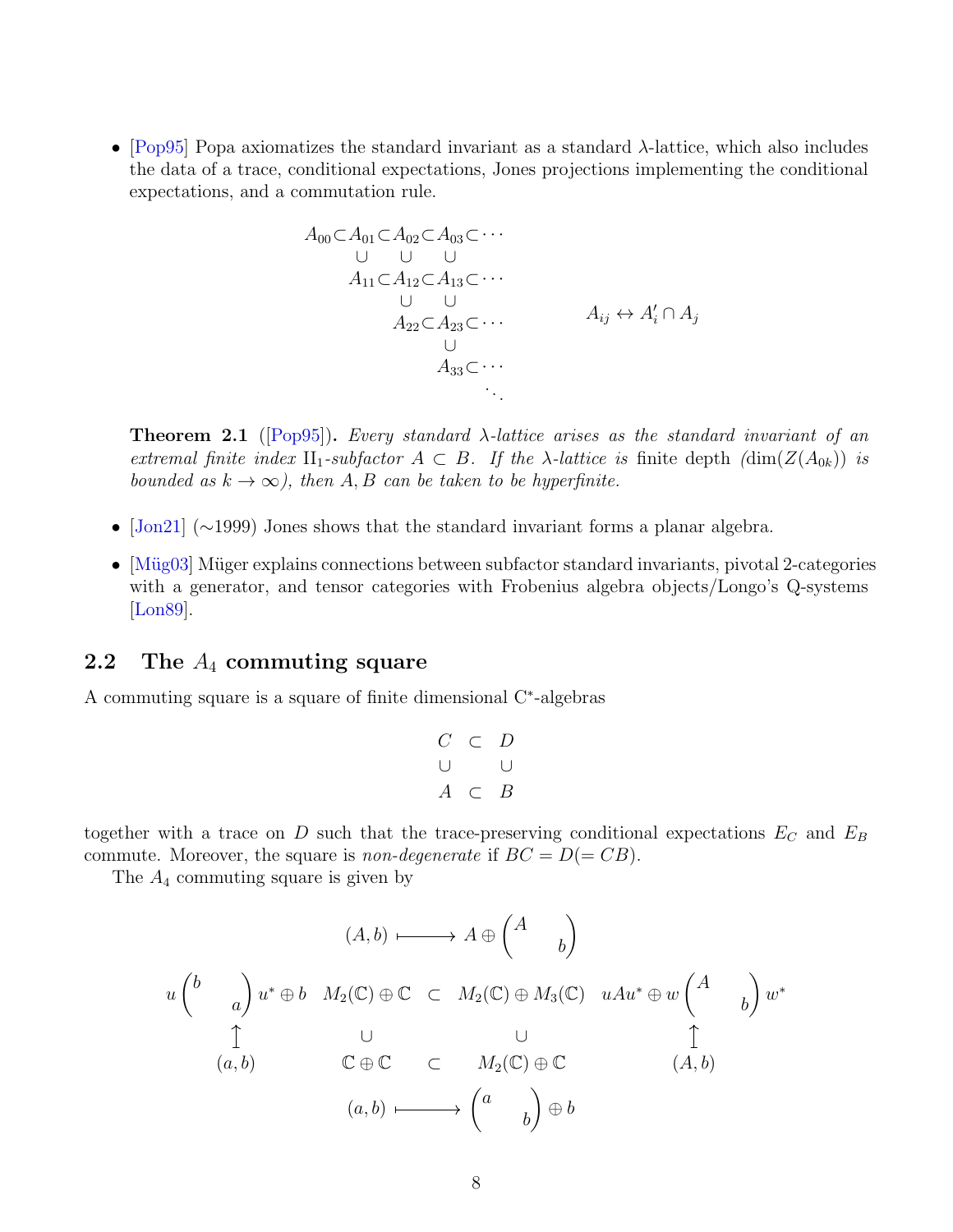- [Pop95] Popa axiomatizes the standard invariant as a standard $\lambda$-lattice, which also includes the data of a trace, conditional expectations, Jones projections implementing the conditional expectations, and a commutation rule.

$$
\begin{array}{ccccccc}
A_{00} \subset & A_{01} \subset & A_{02} \subset & A_{03} \subset & \cdots \\
 & \cup & \cup & \cup & \\
 & A_{11} \subset & A_{12} \subset & A_{13} \subset & \cdots \\
 & & \cup & \cup & \\
 & & A_{22} \subset & A_{23} \subset & \cdots \\
 & & & \cup & \\
 & & & A_{33} \subset & \cdots \\
 & & & & \ddots
\end{array}
\qquad\qquad A_{ij} \leftrightarrow A_i' \cap A_j
$$

**Theorem 2.1** ([Pop95]). *Every standard $\lambda$-lattice arises as the standard invariant of an extremal finite index $\mathrm{II}_1$-subfactor $A \subset B$. If the $\lambda$-lattice is* finite depth *($\dim(Z(A_{0k}))$ is bounded as $k \to \infty$), then $A, B$ can be taken to be hyperfinite.*

- [Jon21] (~1999) Jones shows that the standard invariant forms a planar algebra.
- [Müg03] Müger explains connections between subfactor standard invariants, pivotal 2-categories with a generator, and tensor categories with Frobenius algebra objects/Longo's Q-systems [Lon89].

## 2.2 The $A_4$ commuting square

A commuting square is a square of finite dimensional C*-algebras

$$
\begin{array}{ccc}
C & \subset & D \\
\cup & & \cup \\
A & \subset & B
\end{array}
$$

together with a trace on $D$ such that the trace-preserving conditional expectations $E_C$ and $E_B$ commute. Moreover, the square is *non-degenerate* if $BC = D (= CB)$.

The $A_4$ commuting square is given by

$$
\begin{array}{ccccccc}
 & & (A,b) & \longmapsto & A \oplus \begin{pmatrix} A & \\ & b \end{pmatrix} & & \\
u\begin{pmatrix} b & \\ & a \end{pmatrix}u^* \oplus b & & M_2(\mathbb{C}) \oplus \mathbb{C} & \subset & M_2(\mathbb{C}) \oplus M_3(\mathbb{C}) & & uAu^* \oplus w\begin{pmatrix} A & \\ & b \end{pmatrix}w^* \\
\uparrow & & \cup & & \cup & & \uparrow \\
(a,b) & & \mathbb{C} \oplus \mathbb{C} & \subset & M_2(\mathbb{C}) \oplus \mathbb{C} & & (A,b) \\
 & & (a,b) & \longmapsto & \begin{pmatrix} a & \\ & b \end{pmatrix} \oplus b & &
\end{array}
$$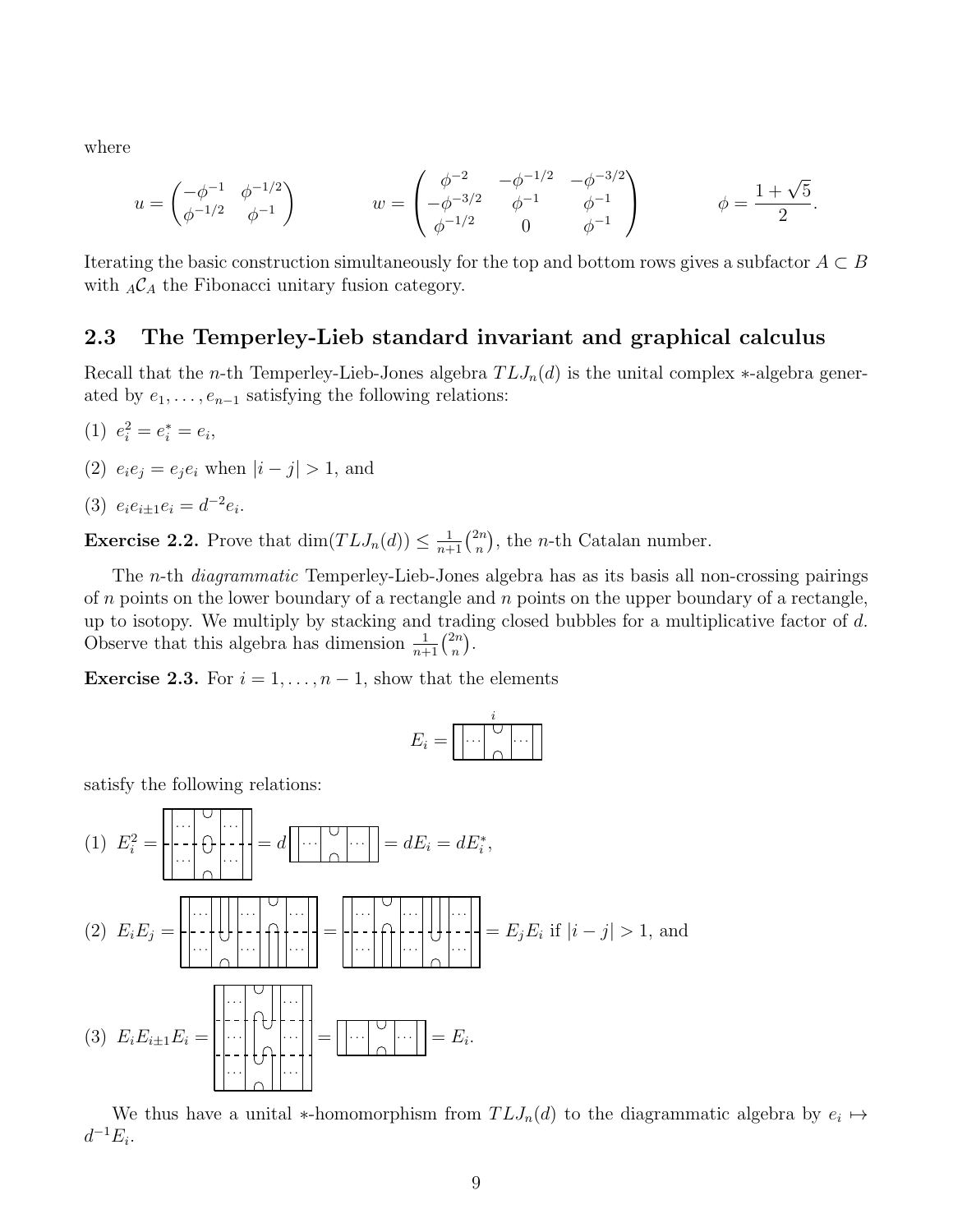where

$$u = \begin{pmatrix} -\phi^{-1} & \phi^{-1/2} \\ \phi^{-1/2} & \phi^{-1} \end{pmatrix} \qquad w = \begin{pmatrix} \phi^{-2} & -\phi^{-1/2} & -\phi^{-3/2} \\ -\phi^{-3/2} & \phi^{-1} & \phi^{-1} \\ \phi^{-1/2} & 0 & \phi^{-1} \end{pmatrix} \qquad \phi = \frac{1+\sqrt{5}}{2}.$$

Iterating the basic construction simultaneously for the top and bottom rows gives a subfactor $A \subset B$ with ${}_A\mathcal{C}_A$ the Fibonacci unitary fusion category.

## 2.3 The Temperley-Lieb standard invariant and graphical calculus

Recall that the $n$-th Temperley-Lieb-Jones algebra $TLJ_n(d)$ is the unital complex $*$-algebra generated by $e_1, \ldots, e_{n-1}$ satisfying the following relations:

(1) $e_i^2 = e_i^* = e_i$,

(2) $e_ie_j = e_je_i$ when $|i-j| > 1$, and

(3) $e_ie_{i\pm1}e_i = d^{-2}e_i$.

**Exercise 2.2.** Prove that $\dim(TLJ_n(d)) \leq \frac{1}{n+1}\binom{2n}{n}$, the $n$-th Catalan number.

The $n$-th *diagrammatic* Temperley-Lieb-Jones algebra has as its basis all non-crossing pairings of $n$ points on the lower boundary of a rectangle and $n$ points on the upper boundary of a rectangle, up to isotopy. We multiply by stacking and trading closed bubbles for a multiplicative factor of $d$. Observe that this algebra has dimension $\frac{1}{n+1}\binom{2n}{n}$.

**Exercise 2.3.** For $i = 1, \ldots, n-1$, show that the elements

$$E_i = [\text{diagram}]$$

satisfy the following relations:

(1) $E_i^2 = [\text{diagram}] = d\,[\text{diagram}] = dE_i = dE_i^*$,

(2) $E_iE_j = [\text{diagram}] = [\text{diagram}] = E_jE_i$ if $|i-j| > 1$, and

(3) $E_iE_{i\pm1}E_i = [\text{diagram}] = [\text{diagram}] = E_i$.

We thus have a unital $*$-homomorphism from $TLJ_n(d)$ to the diagrammatic algebra by $e_i \mapsto d^{-1}E_i$.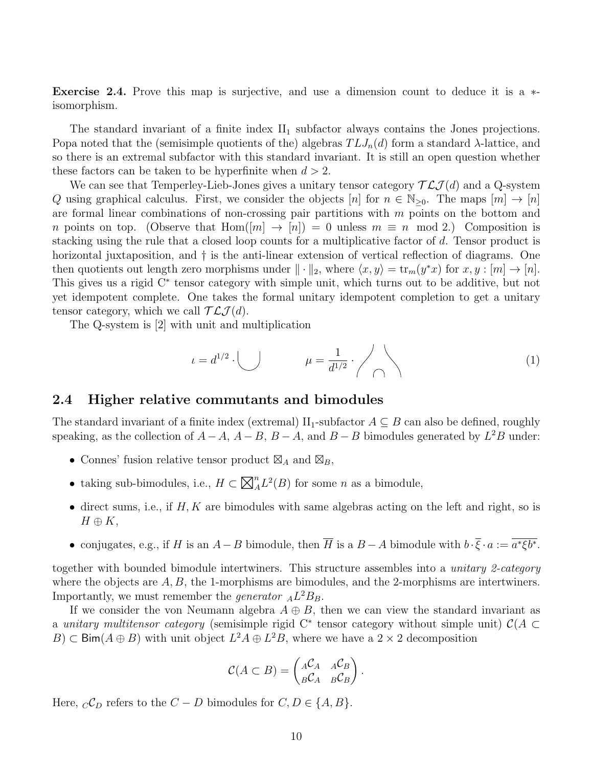**Exercise 2.4.** Prove this map is surjective, and use a dimension count to deduce it is a $*$-isomorphism.

The standard invariant of a finite index $\mathrm{II}_1$ subfactor always contains the Jones projections. Popa noted that the (semisimple quotients of the) algebras $TLJ_n(d)$ form a standard $\lambda$-lattice, and so there is an extremal subfactor with this standard invariant. It is still an open question whether these factors can be taken to be hyperfinite when $d > 2$.

We can see that Temperley-Lieb-Jones gives a unitary tensor category $\mathcal{TLJ}(d)$ and a Q-system $Q$ using graphical calculus. First, we consider the objects $[n]$ for $n \in \mathbb{N}_{\geq 0}$. The maps $[m] \to [n]$ are formal linear combinations of non-crossing pair partitions with $m$ points on the bottom and $n$ points on top. (Observe that $\mathrm{Hom}([m] \to [n]) = 0$ unless $m \equiv n \mod 2$.) Composition is stacking using the rule that a closed loop counts for a multiplicative factor of $d$. Tensor product is horizontal juxtaposition, and $\dagger$ is the anti-linear extension of vertical reflection of diagrams. One then quotients out length zero morphisms under $\|\cdot\|_2$, where $\langle x, y\rangle = \mathrm{tr}_m(y^*x)$ for $x, y : [m] \to [n]$. This gives us a rigid C$^*$ tensor category with simple unit, which turns out to be additive, but not yet idempotent complete. One takes the formal unitary idempotent completion to get a unitary tensor category, which we call $\mathcal{TLJ}(d)$.

The Q-system is $[2]$ with unit and multiplication

$$\iota = d^{1/2} \cdot \text{(cup)} \qquad\qquad \mu = \frac{1}{d^{1/2}} \cdot \text{(diagram)} \tag{1}$$

## 2.4 Higher relative commutants and bimodules

The standard invariant of a finite index (extremal) $\mathrm{II}_1$-subfactor $A \subseteq B$ can also be defined, roughly speaking, as the collection of $A-A$, $A-B$, $B-A$, and $B-B$ bimodules generated by $L^2B$ under:

- Connes' fusion relative tensor product $\boxtimes_A$ and $\boxtimes_B$,
- taking sub-bimodules, i.e., $H \subset \boxtimes_A^n L^2(B)$ for some $n$ as a bimodule,
- direct sums, i.e., if $H, K$ are bimodules with same algebras acting on the left and right, so is $H \oplus K$,
- conjugates, e.g., if $H$ is an $A-B$ bimodule, then $\overline{H}$ is a $B-A$ bimodule with $b \cdot \overline{\xi} \cdot a := \overline{a^*\xi b^*}$.

together with bounded bimodule intertwiners. This structure assembles into a *unitary 2-category* where the objects are $A, B$, the 1-morphisms are bimodules, and the 2-morphisms are intertwiners. Importantly, we must remember the *generator* ${}_AL^2B_B$.

If we consider the von Neumann algebra $A \oplus B$, then we can view the standard invariant as a *unitary multitensor category* (semisimple rigid C$^*$ tensor category without simple unit) $\mathcal{C}(A \subset B) \subset \mathsf{Bim}(A \oplus B)$ with unit object $L^2A \oplus L^2B$, where we have a $2 \times 2$ decomposition

$$\mathcal{C}(A \subset B) = \begin{pmatrix} {}_A\mathcal{C}_A & {}_A\mathcal{C}_B \\ {}_B\mathcal{C}_A & {}_B\mathcal{C}_B \end{pmatrix}.$$

Here, ${}_C\mathcal{C}_D$ refers to the $C-D$ bimodules for $C, D \in \{A, B\}$.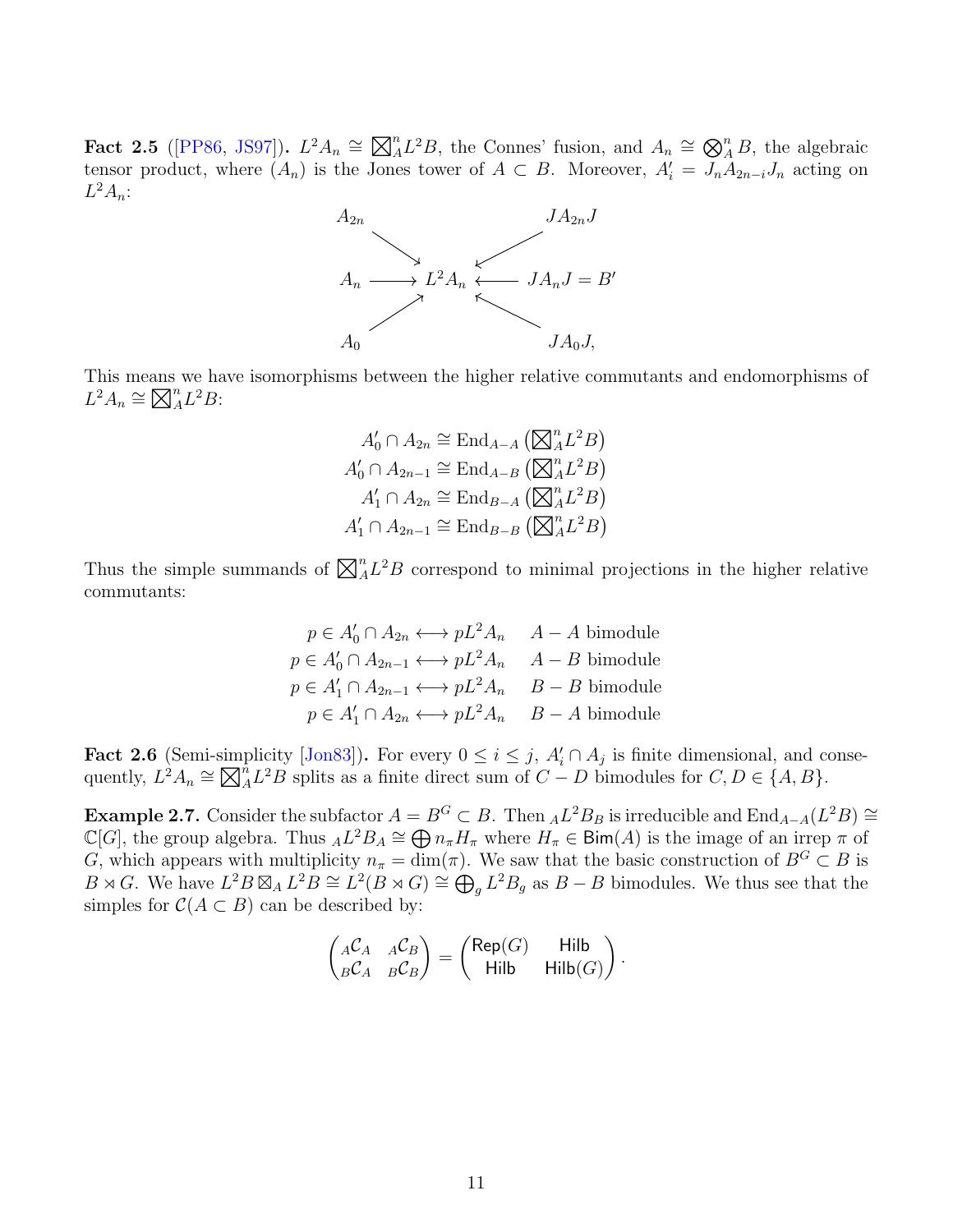**Fact 2.5** ([PP86, JS97])**.** $L^2A_n \cong \boxtimes_A^n L^2B$, the Connes' fusion, and $A_n \cong \bigotimes_A^n B$, the algebraic tensor product, where $(A_n)$ is the Jones tower of $A \subset B$. Moreover, $A_i' = J_n A_{2n-i} J_n$ acting on $L^2A_n$:

$$
\begin{array}{ccccc}
A_{2n} & & & & JA_{2n}J \\
& \searrow & & \swarrow & \\
A_n & \longrightarrow & L^2A_n & \longleftarrow & JA_nJ = B' \\
& \nearrow & & \nwarrow & \\
A_0 & & & & JA_0J,
\end{array}
$$

This means we have isomorphisms between the higher relative commutants and endomorphisms of $L^2A_n \cong \boxtimes_A^n L^2B$:

$$
\begin{aligned}
A_0' \cap A_{2n} &\cong \mathrm{End}_{A-A}\left(\boxtimes_A^n L^2B\right)\\
A_0' \cap A_{2n-1} &\cong \mathrm{End}_{A-B}\left(\boxtimes_A^n L^2B\right)\\
A_1' \cap A_{2n} &\cong \mathrm{End}_{B-A}\left(\boxtimes_A^n L^2B\right)\\
A_1' \cap A_{2n-1} &\cong \mathrm{End}_{B-B}\left(\boxtimes_A^n L^2B\right)
\end{aligned}
$$

Thus the simple summands of $\boxtimes_A^n L^2B$ correspond to minimal projections in the higher relative commutants:

$$
\begin{aligned}
p \in A_0' \cap A_{2n} &\longleftrightarrow pL^2A_n \quad && A-A \text{ bimodule}\\
p \in A_0' \cap A_{2n-1} &\longleftrightarrow pL^2A_n \quad && A-B \text{ bimodule}\\
p \in A_1' \cap A_{2n-1} &\longleftrightarrow pL^2A_n \quad && B-B \text{ bimodule}\\
p \in A_1' \cap A_{2n} &\longleftrightarrow pL^2A_n \quad && B-A \text{ bimodule}
\end{aligned}
$$

**Fact 2.6** (Semi-simplicity [Jon83])**.** For every $0 \le i \le j$, $A_i' \cap A_j$ is finite dimensional, and consequently, $L^2A_n \cong \boxtimes_A^n L^2B$ splits as a finite direct sum of $C-D$ bimodules for $C, D \in \{A, B\}$.

**Example 2.7.** Consider the subfactor $A = B^G \subset B$. Then ${}_AL^2B_B$ is irreducible and $\mathrm{End}_{A-A}(L^2B) \cong \mathbb{C}[G]$, the group algebra. Thus ${}_AL^2B_A \cong \bigoplus n_\pi H_\pi$ where $H_\pi \in \mathsf{Bim}(A)$ is the image of an irrep $\pi$ of $G$, which appears with multiplicity $n_\pi = \dim(\pi)$. We saw that the basic construction of $B^G \subset B$ is $B \rtimes G$. We have $L^2B \boxtimes_A L^2B \cong L^2(B \rtimes G) \cong \bigoplus_g L^2B_g$ as $B-B$ bimodules. We thus see that the simples for $\mathcal{C}(A \subset B)$ can be described by:

$$
\begin{pmatrix} {}_A\mathcal{C}_A & {}_A\mathcal{C}_B \\ {}_B\mathcal{C}_A & {}_B\mathcal{C}_B \end{pmatrix} = \begin{pmatrix} \mathsf{Rep}(G) & \mathsf{Hilb} \\ \mathsf{Hilb} & \mathsf{Hilb}(G) \end{pmatrix}.
$$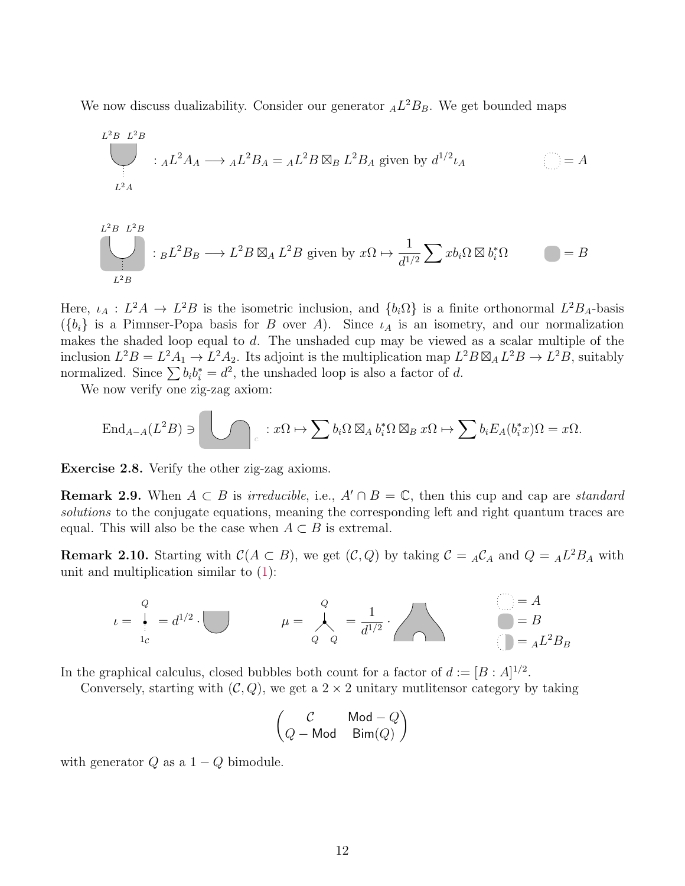We now discuss dualizability. Consider our generator ${}_AL^2B_B$. We get bounded maps

$$: {}_AL^2A_A \longrightarrow {}_AL^2B_A = {}_AL^2B \boxtimes_B L^2B_A \text{ given by } d^{1/2}\iota_A \qquad = A$$

$$: {}_BL^2B_B \longrightarrow L^2B \boxtimes_A L^2B \text{ given by } x\Omega \mapsto \frac{1}{d^{1/2}} \sum x b_i \Omega \boxtimes b_i^* \Omega \qquad = B$$

Here, $\iota_A : L^2A \to L^2B$ is the isometric inclusion, and $\{b_i\Omega\}$ is a finite orthonormal $L^2B_A$-basis ($\{b_i\}$ is a Pimnser-Popa basis for $B$ over $A$). Since $\iota_A$ is an isometry, and our normalization makes the shaded loop equal to $d$. The unshaded cup may be viewed as a scalar multiple of the inclusion $L^2B = L^2A_1 \to L^2A_2$. Its adjoint is the multiplication map $L^2B \boxtimes_A L^2B \to L^2B$, suitably normalized. Since $\sum b_i b_i^* = d^2$, the unshaded loop is also a factor of $d$.

We now verify one zig-zag axiom:

$$\mathrm{End}_{A-A}(L^2B) \ni \quad : x\Omega \mapsto \sum b_i\Omega \boxtimes_A b_i^*\Omega \boxtimes_B x\Omega \mapsto \sum b_i E_A(b_i^* x)\Omega = x\Omega.$$

**Exercise 2.8.** Verify the other zig-zag axioms.

**Remark 2.9.** When $A \subset B$ is *irreducible*, i.e., $A' \cap B = \mathbb{C}$, then this cup and cap are *standard solutions* to the conjugate equations, meaning the corresponding left and right quantum traces are equal. This will also be the case when $A \subset B$ is extremal.

**Remark 2.10.** Starting with $\mathcal{C}(A \subset B)$, we get $(\mathcal{C}, Q)$ by taking $\mathcal{C} = {}_A\mathcal{C}_A$ and $Q = {}_AL^2B_A$ with unit and multiplication similar to (1):

$$\iota = \quad = d^{1/2} \cdot \qquad\qquad \mu = \quad = \frac{1}{d^{1/2}} \cdot \qquad\qquad = A, \quad = B, \quad = {}_AL^2B_B$$

In the graphical calculus, closed bubbles both count for a factor of $d := [B : A]^{1/2}$.

Conversely, starting with $(\mathcal{C}, Q)$, we get a $2 \times 2$ unitary mutlitensor category by taking

$$\begin{pmatrix} \mathcal{C} & \mathsf{Mod}-Q \\ Q-\mathsf{Mod} & \mathsf{Bim}(Q) \end{pmatrix}$$

with generator $Q$ as a $1 - Q$ bimodule.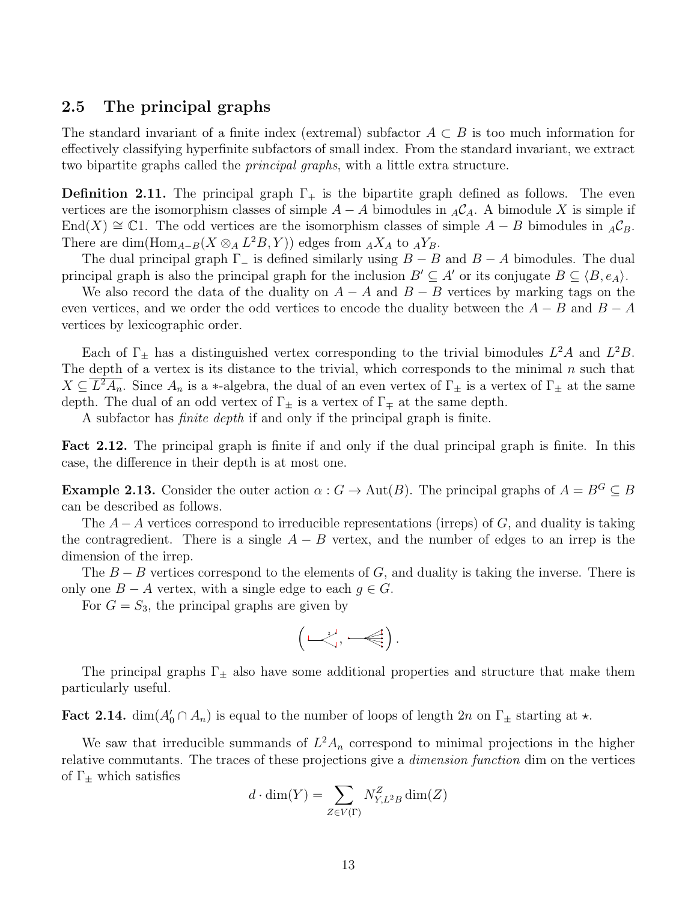## 2.5 The principal graphs

The standard invariant of a finite index (extremal) subfactor $A \subset B$ is too much information for effectively classifying hyperfinite subfactors of small index. From the standard invariant, we extract two bipartite graphs called the *principal graphs*, with a little extra structure.

**Definition 2.11.** The principal graph $\Gamma_+$ is the bipartite graph defined as follows. The even vertices are the isomorphism classes of simple $A-A$ bimodules in ${}_A\mathcal{C}_A$. A bimodule $X$ is simple if $\mathrm{End}(X) \cong \mathbb{C}1$. The odd vertices are the isomorphism classes of simple $A-B$ bimodules in ${}_A\mathcal{C}_B$. There are $\dim(\mathrm{Hom}_{A-B}(X \otimes_A L^2B, Y))$ edges from ${}_AX_A$ to ${}_AY_B$.

The dual principal graph $\Gamma_-$ is defined similarly using $B-B$ and $B-A$ bimodules. The dual principal graph is also the principal graph for the inclusion $B' \subseteq A'$ or its conjugate $B \subseteq \langle B, e_A \rangle$.

We also record the data of the duality on $A-A$ and $B-B$ vertices by marking tags on the even vertices, and we order the odd vertices to encode the duality between the $A-B$ and $B-A$ vertices by lexicographic order.

Each of $\Gamma_\pm$ has a distinguished vertex corresponding to the trivial bimodules $L^2A$ and $L^2B$. The depth of a vertex is its distance to the trivial, which corresponds to the minimal $n$ such that $X \subseteq \overline{L^2A_n}$. Since $A_n$ is a $*$-algebra, the dual of an even vertex of $\Gamma_\pm$ is a vertex of $\Gamma_\pm$ at the same depth. The dual of an odd vertex of $\Gamma_\pm$ is a vertex of $\Gamma_\mp$ at the same depth.

A subfactor has *finite depth* if and only if the principal graph is finite.

**Fact 2.12.** The principal graph is finite if and only if the dual principal graph is finite. In this case, the difference in their depth is at most one.

**Example 2.13.** Consider the outer action $\alpha : G \to \mathrm{Aut}(B)$. The principal graphs of $A = B^G \subseteq B$ can be described as follows.

The $A-A$ vertices correspond to irreducible representations (irreps) of $G$, and duality is taking the contragredient. There is a single $A-B$ vertex, and the number of edges to an irrep is the dimension of the irrep.

The $B-B$ vertices correspond to the elements of $G$, and duality is taking the inverse. There is only one $B-A$ vertex, with a single edge to each $g \in G$.

For $G = S_3$, the principal graphs are given by

The principal graphs $\Gamma_\pm$ also have some additional properties and structure that make them particularly useful.

**Fact 2.14.** $\dim(A_0' \cap A_n)$ is equal to the number of loops of length $2n$ on $\Gamma_\pm$ starting at $\star$.

We saw that irreducible summands of $L^2A_n$ correspond to minimal projections in the higher relative commutants. The traces of these projections give a *dimension function* dim on the vertices of $\Gamma_\pm$ which satisfies

$$d \cdot \dim(Y) = \sum_{Z \in V(\Gamma)} N_{Y, L^2B}^Z \dim(Z)$$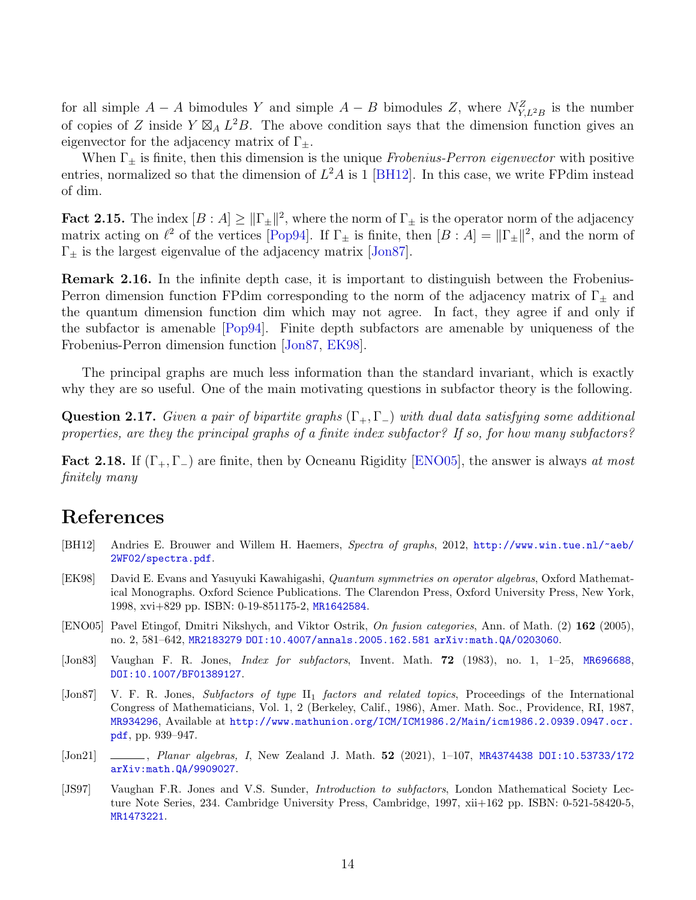for all simple $A-A$ bimodules $Y$ and simple $A-B$ bimodules $Z$, where $N_{Y,L^2B}^Z$ is the number of copies of $Z$ inside $Y \boxtimes_A L^2B$. The above condition says that the dimension function gives an eigenvector for the adjacency matrix of $\Gamma_\pm$.

When $\Gamma_\pm$ is finite, then this dimension is the unique *Frobenius-Perron eigenvector* with positive entries, normalized so that the dimension of $L^2A$ is 1 [BH12]. In this case, we write FPdim instead of dim.

**Fact 2.15.** The index $[B : A] \geq \|\Gamma_\pm\|^2$, where the norm of $\Gamma_\pm$ is the operator norm of the adjacency matrix acting on $\ell^2$ of the vertices [Pop94]. If $\Gamma_\pm$ is finite, then $[B : A] = \|\Gamma_\pm\|^2$, and the norm of $\Gamma_\pm$ is the largest eigenvalue of the adjacency matrix [Jon87].

**Remark 2.16.** In the infinite depth case, it is important to distinguish between the Frobenius-Perron dimension function FPdim corresponding to the norm of the adjacency matrix of $\Gamma_\pm$ and the quantum dimension function dim which may not agree. In fact, they agree if and only if the subfactor is amenable [Pop94]. Finite depth subfactors are amenable by uniqueness of the Frobenius-Perron dimension function [Jon87, EK98].

The principal graphs are much less information than the standard invariant, which is exactly why they are so useful. One of the main motivating questions in subfactor theory is the following.

**Question 2.17.** *Given a pair of bipartite graphs $(\Gamma_+, \Gamma_-)$ with dual data satisfying some additional properties, are they the principal graphs of a finite index subfactor? If so, for how many subfactors?*

**Fact 2.18.** If $(\Gamma_+, \Gamma_-)$ are finite, then by Ocneanu Rigidity [ENO05], the answer is always *at most finitely many*

# References

[BH12] Andries E. Brouwer and Willem H. Haemers, *Spectra of graphs*, 2012, http://www.win.tue.nl/~aeb/2WF02/spectra.pdf.

[EK98] David E. Evans and Yasuyuki Kawahigashi, *Quantum symmetries on operator algebras*, Oxford Mathematical Monographs. Oxford Science Publications. The Clarendon Press, Oxford University Press, New York, 1998, xvi+829 pp. ISBN: 0-19-851175-2, MR1642584.

[ENO05] Pavel Etingof, Dmitri Nikshych, and Viktor Ostrik, *On fusion categories*, Ann. of Math. (2) **162** (2005), no. 2, 581–642, MR2183279 DOI:10.4007/annals.2005.162.581 arXiv:math.QA/0203060.

[Jon83] Vaughan F. R. Jones, *Index for subfactors*, Invent. Math. **72** (1983), no. 1, 1–25, MR696688, DOI:10.1007/BF01389127.

[Jon87] V. F. R. Jones, *Subfactors of type* $\mathrm{II}_1$ *factors and related topics*, Proceedings of the International Congress of Mathematicians, Vol. 1, 2 (Berkeley, Calif., 1986), Amer. Math. Soc., Providence, RI, 1987, MR934296, Available at http://www.mathunion.org/ICM/ICM1986.2/Main/icm1986.2.0939.0947.ocr.pdf, pp. 939–947.

[Jon21] ———, *Planar algebras, I*, New Zealand J. Math. **52** (2021), 1–107, MR4374438 DOI:10.53733/172 arXiv:math.QA/9909027.

[JS97] Vaughan F.R. Jones and V.S. Sunder, *Introduction to subfactors*, London Mathematical Society Lecture Note Series, 234. Cambridge University Press, Cambridge, 1997, xii+162 pp. ISBN: 0-521-58420-5, MR1473221.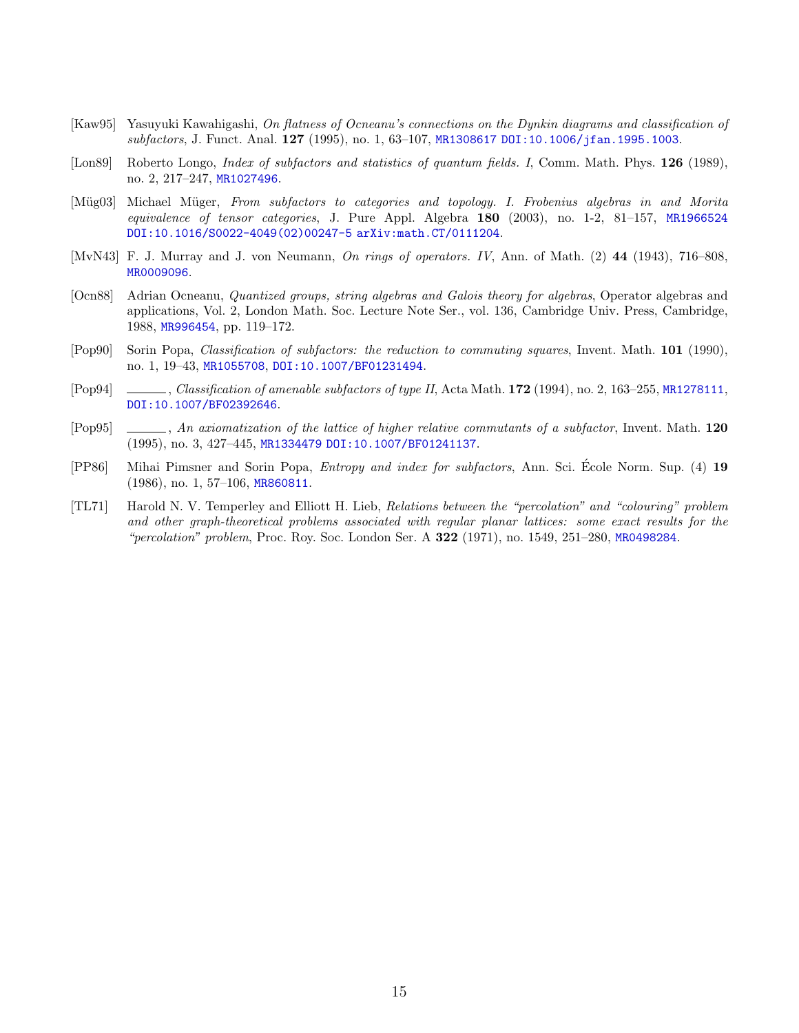[Kaw95] Yasuyuki Kawahigashi, *On flatness of Ocneanu's connections on the Dynkin diagrams and classification of subfactors*, J. Funct. Anal. **127** (1995), no. 1, 63–107, MR1308617 DOI:10.1006/jfan.1995.1003.

[Lon89] Roberto Longo, *Index of subfactors and statistics of quantum fields. I*, Comm. Math. Phys. **126** (1989), no. 2, 217–247, MR1027496.

[Müg03] Michael Müger, *From subfactors to categories and topology. I. Frobenius algebras in and Morita equivalence of tensor categories*, J. Pure Appl. Algebra **180** (2003), no. 1-2, 81–157, MR1966524 DOI:10.1016/S0022-4049(02)00247-5 arXiv:math.CT/0111204.

[MvN43] F. J. Murray and J. von Neumann, *On rings of operators. IV*, Ann. of Math. (2) **44** (1943), 716–808, MR0009096.

[Ocn88] Adrian Ocneanu, *Quantized groups, string algebras and Galois theory for algebras*, Operator algebras and applications, Vol. 2, London Math. Soc. Lecture Note Ser., vol. 136, Cambridge Univ. Press, Cambridge, 1988, MR996454, pp. 119–172.

[Pop90] Sorin Popa, *Classification of subfactors: the reduction to commuting squares*, Invent. Math. **101** (1990), no. 1, 19–43, MR1055708, DOI:10.1007/BF01231494.

[Pop94] ______, *Classification of amenable subfactors of type II*, Acta Math. **172** (1994), no. 2, 163–255, MR1278111, DOI:10.1007/BF02392646.

[Pop95] ______, *An axiomatization of the lattice of higher relative commutants of a subfactor*, Invent. Math. **120** (1995), no. 3, 427–445, MR1334479 DOI:10.1007/BF01241137.

[PP86] Mihai Pimsner and Sorin Popa, *Entropy and index for subfactors*, Ann. Sci. École Norm. Sup. (4) **19** (1986), no. 1, 57–106, MR860811.

[TL71] Harold N. V. Temperley and Elliott H. Lieb, *Relations between the "percolation" and "colouring" problem and other graph-theoretical problems associated with regular planar lattices: some exact results for the "percolation" problem*, Proc. Roy. Soc. London Ser. A **322** (1971), no. 1549, 251–280, MR0498284.